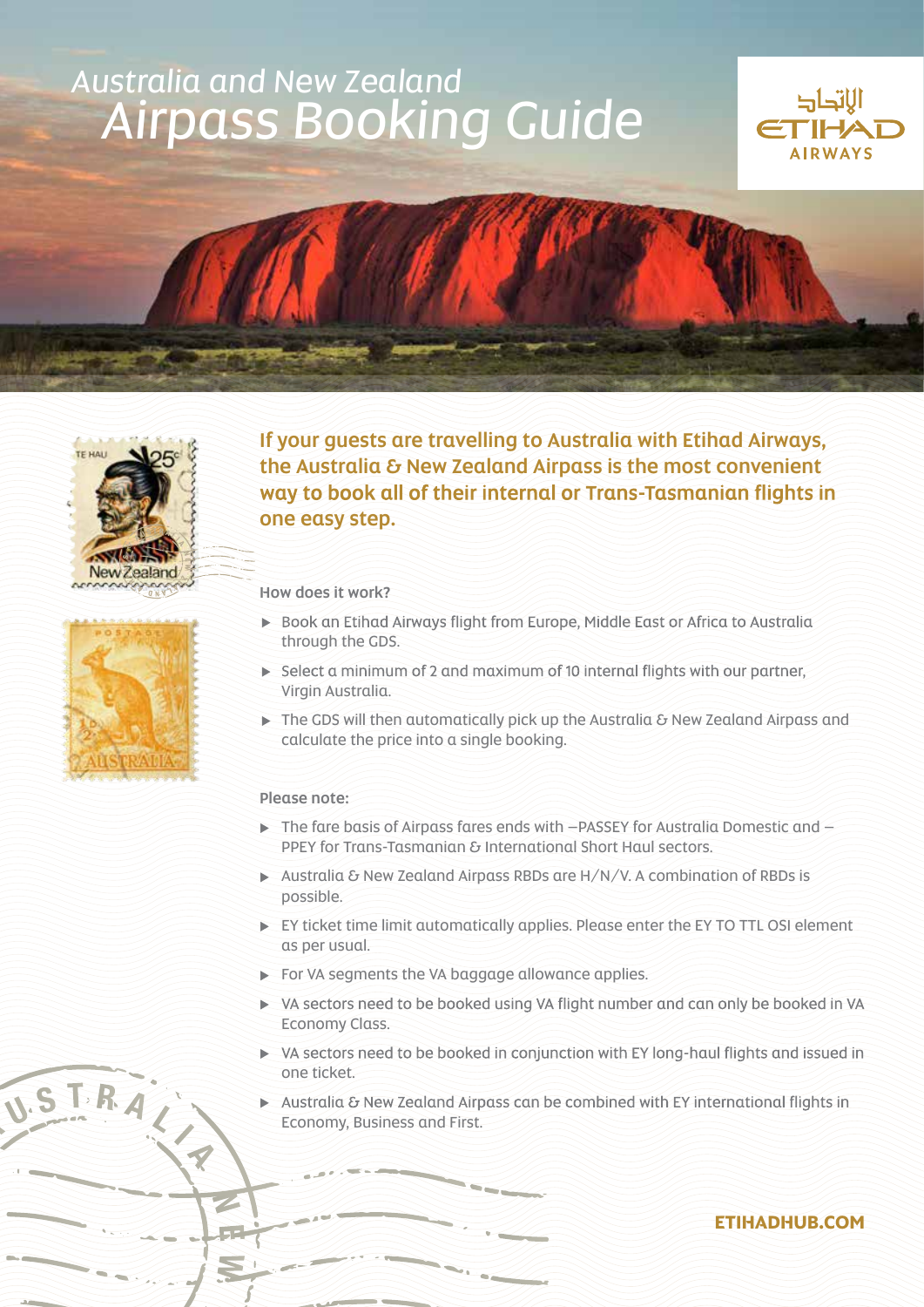# Australia and New Zealand Airpass Booking Guide

ETIHAD AIRWAYS

**If your guests are travelling to Australia with Etihad Airways, the Australia & New Zealand Airpass is the most convenient way to book all of their internal or Trans-Tasmanian flights in one easy step.**

### How does it work?

- Book an Etihad Airways flight from Europe, Middle East or Africa to Australia through the GDS.
- Select a minimum of 2 and maximum of 10 internal flights with our partner, Virgin Australia.
- The GDS will then automatically pick up the Australia & New Zealand Airpass and calculate the price into a single booking.

### Please note:

- The fare basis of Airpass fares ends with –PASSEY for Australia Domestic and –PPEY for Trans-Tasmanian & International Short Haul sectors.
- Australia & New Zealand Airpass RBDs are H/N/V. A combination of RBDs is possible.
- EY ticket time limit automatically applies. Please enter the EY TO TTL OSI element as per usual.
- For VA segments the VA baggage allowance applies.
- VA sectors need to be booked using VA flight number and can only be booked in VA Economy Class.
- VA sectors need to be booked in conjunction with EY long-haul flights and issued in one ticket.
- Australia & New Zealand Airpass can be combined with EY international flights in Economy, Business and First.

**ETIHADHUB.COM**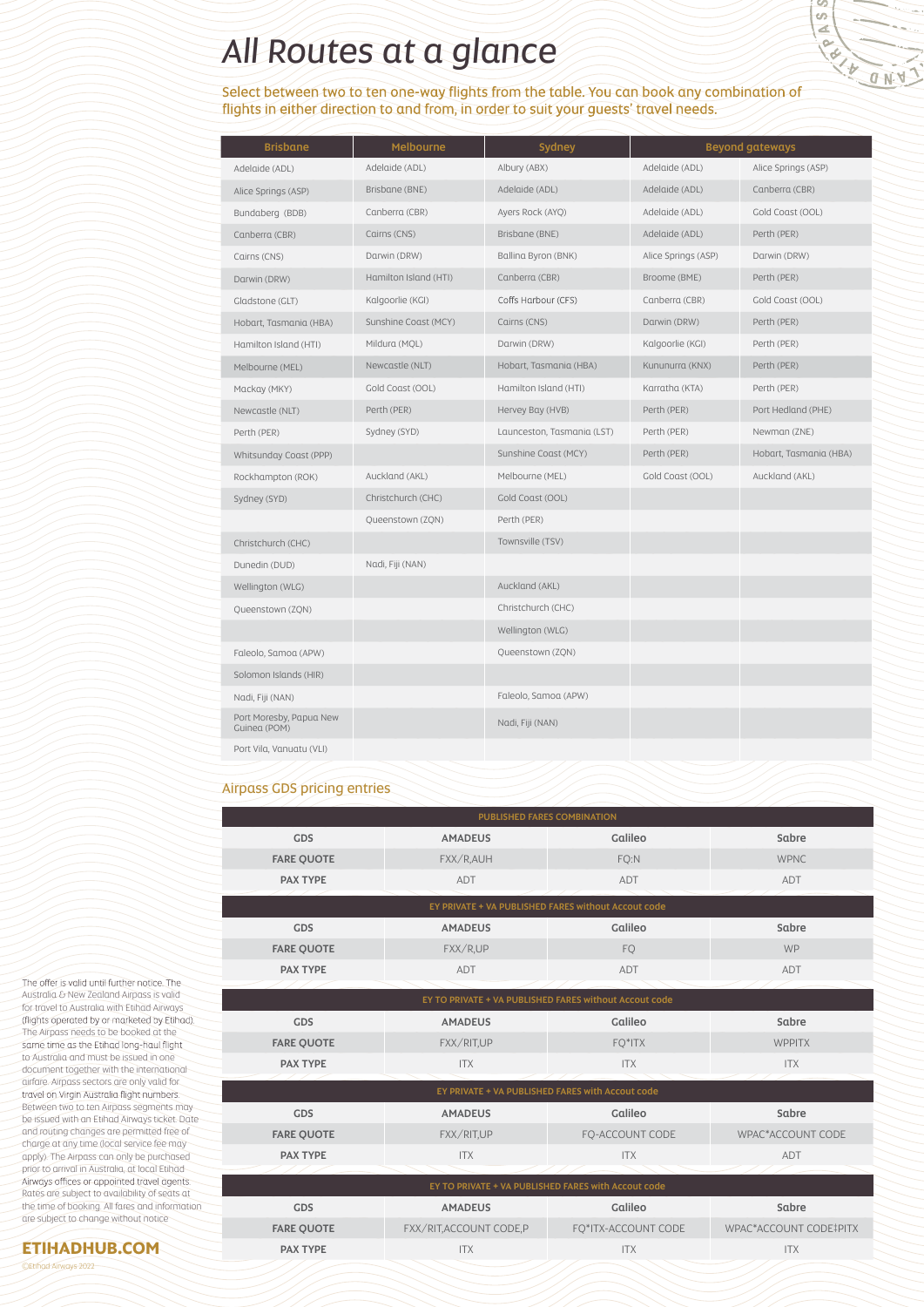# All Routes at a glance

Select between two to ten one-way flights from the table. You can book any combination of flights in either direction to and from, in order to suit your guests' travel needs.

| Brisbane | Melbourne | Sydney | Beyond gateways | |
|---|---|---|---|---|
| Adelaide (ADL) | Adelaide (ADL) | Albury (ABX) | Adelaide (ADL) | Alice Springs (ASP) |
| Alice Springs (ASP) | Brisbane (BNE) | Adelaide (ADL) | Adelaide (ADL) | Canberra (CBR) |
| Bundaberg (BDB) | Canberra (CBR) | Ayers Rock (AYQ) | Adelaide (ADL) | Gold Coast (OOL) |
| Canberra (CBR) | Cairns (CNS) | Brisbane (BNE) | Adelaide (ADL) | Perth (PER) |
| Cairns (CNS) | Darwin (DRW) | Ballina Byron (BNK) | Alice Springs (ASP) | Darwin (DRW) |
| Darwin (DRW) | Hamilton Island (HTI) | Canberra (CBR) | Broome (BME) | Perth (PER) |
| Gladstone (GLT) | Kalgoorlie (KGI) | Coffs Harbour (CFS) | Canberra (CBR) | Gold Coast (OOL) |
| Hobart, Tasmania (HBA) | Sunshine Coast (MCY) | Cairns (CNS) | Darwin (DRW) | Perth (PER) |
| Hamilton Island (HTI) | Mildura (MQL) | Darwin (DRW) | Kalgoorlie (KGI) | Perth (PER) |
| Melbourne (MEL) | Newcastle (NLT) | Hobart, Tasmania (HBA) | Kununurra (KNX) | Perth (PER) |
| Mackay (MKY) | Gold Coast (OOL) | Hamilton Island (HTI) | Karratha (KTA) | Perth (PER) |
| Newcastle (NLT) | Perth (PER) | Hervey Bay (HVB) | Perth (PER) | Port Hedland (PHE) |
| Perth (PER) | Sydney (SYD) | Launceston, Tasmania (LST) | Perth (PER) | Newman (ZNE) |
| Whitsunday Coast (PPP) | | Sunshine Coast (MCY) | Perth (PER) | Hobart, Tasmania (HBA) |
| Rockhampton (ROK) | Auckland (AKL) | Melbourne (MEL) | Gold Coast (OOL) | Auckland (AKL) |
| Sydney (SYD) | Christchurch (CHC) | Gold Coast (OOL) | | |
| | Queenstown (ZQN) | Perth (PER) | | |
| Christchurch (CHC) | | Townsville (TSV) | | |
| Dunedin (DUD) | Nadi, Fiji (NAN) | | | |
| Wellington (WLG) | | Auckland (AKL) | | |
| Queenstown (ZQN) | | Christchurch (CHC) | | |
| | | Wellington (WLG) | | |
| Faleolo, Samoa (APW) | | Queenstown (ZQN) | | |
| Solomon Islands (HIR) | | | | |
| Nadi, Fiji (NAN) | | Faleolo, Samoa (APW) | | |
| Port Moresby, Papua New Guinea (POM) | | Nadi, Fiji (NAN) | | |
| Port Vila, Vanuatu (VLI) | | | | |

## Airpass GDS pricing entries

| PUBLISHED FARES COMBINATION | | | |
|---|---|---|---|
| **GDS** | **AMADEUS** | **Galileo** | **Sabre** |
| **FARE QUOTE** | FXX/R,AUH | FQ:N | WPNC |
| **PAX TYPE** | ADT | ADT | ADT |

| EY PRIVATE + VA PUBLISHED FARES without Accout code | | | |
|---|---|---|---|
| **GDS** | **AMADEUS** | **Galileo** | **Sabre** |
| **FARE QUOTE** | FXX/R,UP | FQ | WP |
| **PAX TYPE** | ADT | ADT | ADT |

| EY TO PRIVATE + VA PUBLISHED FARES without Accout code | | | |
|---|---|---|---|
| **GDS** | **AMADEUS** | **Galileo** | **Sabre** |
| **FARE QUOTE** | FXX/RIT,UP | FQ*ITX | WPPITX |
| **PAX TYPE** | ITX | ITX | ITX |

| EY PRIVATE + VA PUBLISHED FARES with Accout code | | | |
|---|---|---|---|
| **GDS** | **AMADEUS** | **Galileo** | **Sabre** |
| **FARE QUOTE** | FXX/RIT,UP | FQ-ACCOUNT CODE | WPAC*ACCOUNT CODE |
| **PAX TYPE** | ITX | ITX | ADT |

| EY TO PRIVATE + VA PUBLISHED FARES with Accout code | | | |
|---|---|---|---|
| **GDS** | **AMADEUS** | **Galileo** | **Sabre** |
| **FARE QUOTE** | FXX/RIT,ACCOUNT CODE,P | FQ*ITX-ACCOUNT CODE | WPAC*ACCOUNT CODE‡PITX |
| **PAX TYPE** | ITX | ITX | ITX |

The offer is valid until further notice. The Australia & New Zealand Airpass is valid for travel to Australia with Etihad Airways (flights operated by or marketed by Etihad). The Airpass needs to be booked at the same time as the Etihad long-haul flight to Australia and must be issued in one document together with the international airfare. Airpass sectors are only valid for travel on Virgin Australia flight numbers. Between two to ten Airpass segments may be issued with an Etihad Airways ticket. Date and routing changes are permitted free of charge at any time (local service fee may apply). The Airpass can only be purchased prior to arrival in Australia, at local Etihad Airways offices or appointed travel agents. Rates are subject to availability of seats at the time of booking. All fares and information are subject to change without notice.

**ETIHADHUB.COM**

©Etihad Airways 2022